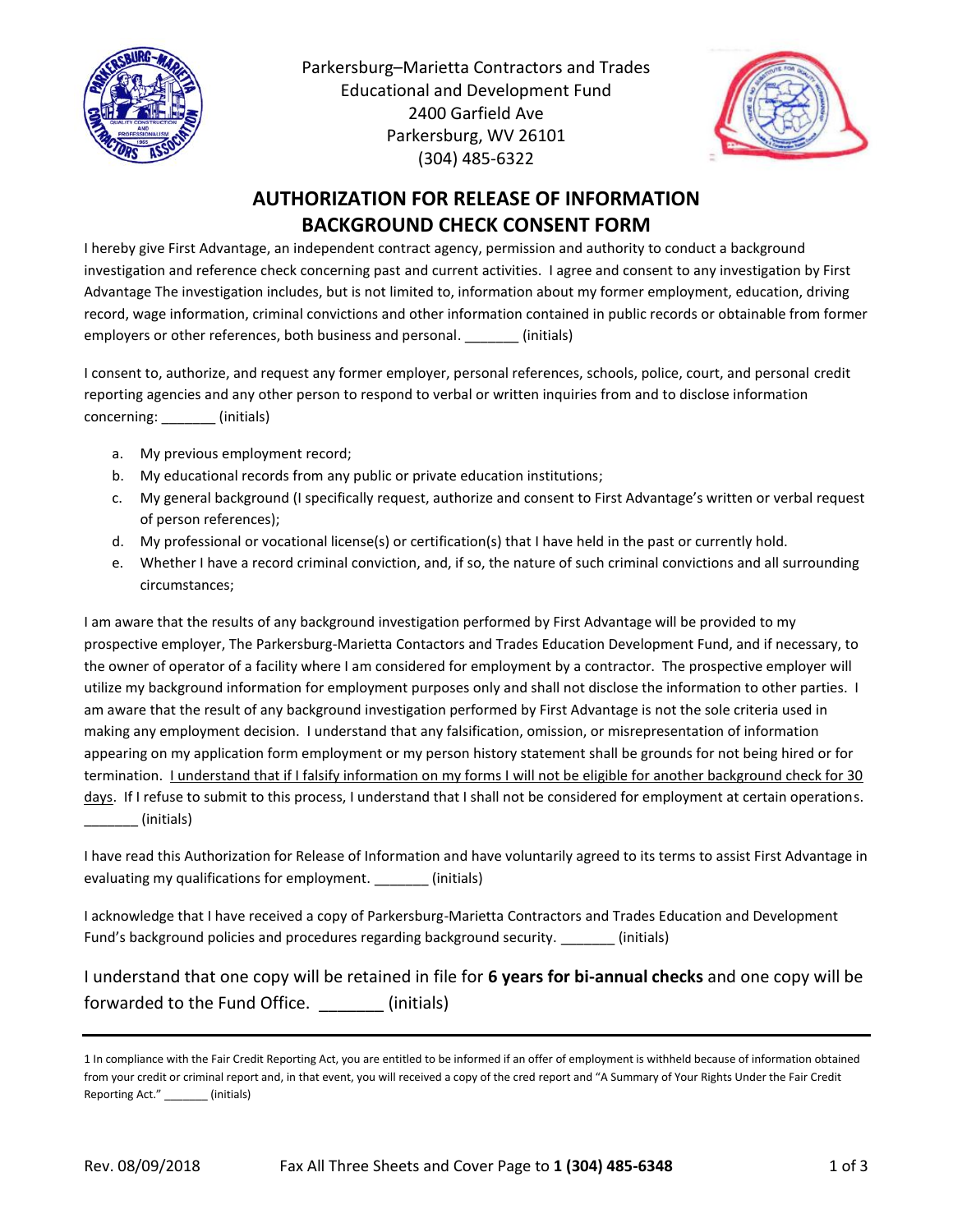Parkersburg–Marietta Contractors and Trades
Educational and Development Fund
2400 Garfield Ave
Parkersburg, WV 26101
(304) 485-6322

# AUTHORIZATION FOR RELEASE OF INFORMATION
# BACKGROUND CHECK CONSENT FORM

I hereby give First Advantage, an independent contract agency, permission and authority to conduct a background investigation and reference check concerning past and current activities. I agree and consent to any investigation by First Advantage The investigation includes, but is not limited to, information about my former employment, education, driving record, wage information, criminal convictions and other information contained in public records or obtainable from former employers or other references, both business and personal. _______ (initials)

I consent to, authorize, and request any former employer, personal references, schools, police, court, and personal credit reporting agencies and any other person to respond to verbal or written inquiries from and to disclose information concerning: _______ (initials)

a. My previous employment record;
b. My educational records from any public or private education institutions;
c. My general background (I specifically request, authorize and consent to First Advantage's written or verbal request of person references);
d. My professional or vocational license(s) or certification(s) that I have held in the past or currently hold.
e. Whether I have a record criminal conviction, and, if so, the nature of such criminal convictions and all surrounding circumstances;

I am aware that the results of any background investigation performed by First Advantage will be provided to my prospective employer, The Parkersburg-Marietta Contactors and Trades Education Development Fund, and if necessary, to the owner of operator of a facility where I am considered for employment by a contractor. The prospective employer will utilize my background information for employment purposes only and shall not disclose the information to other parties. I am aware that the result of any background investigation performed by First Advantage is not the sole criteria used in making any employment decision. I understand that any falsification, omission, or misrepresentation of information appearing on my application form employment or my person history statement shall be grounds for not being hired or for termination. <u>I understand that if I falsify information on my forms I will not be eligible for another background check for 30 days</u>. If I refuse to submit to this process, I understand that I shall not be considered for employment at certain operations. _______ (initials)

I have read this Authorization for Release of Information and have voluntarily agreed to its terms to assist First Advantage in evaluating my qualifications for employment. _______ (initials)

I acknowledge that I have received a copy of Parkersburg-Marietta Contractors and Trades Education and Development Fund's background policies and procedures regarding background security. _______ (initials)

I understand that one copy will be retained in file for **6 years for bi-annual checks** and one copy will be forwarded to the Fund Office. _______ (initials)

---

1 In compliance with the Fair Credit Reporting Act, you are entitled to be informed if an offer of employment is withheld because of information obtained from your credit or criminal report and, in that event, you will received a copy of the cred report and "A Summary of Your Rights Under the Fair Credit Reporting Act." _______ (initials)

Rev. 08/09/2018 Fax All Three Sheets and Cover Page to **1 (304) 485-6348**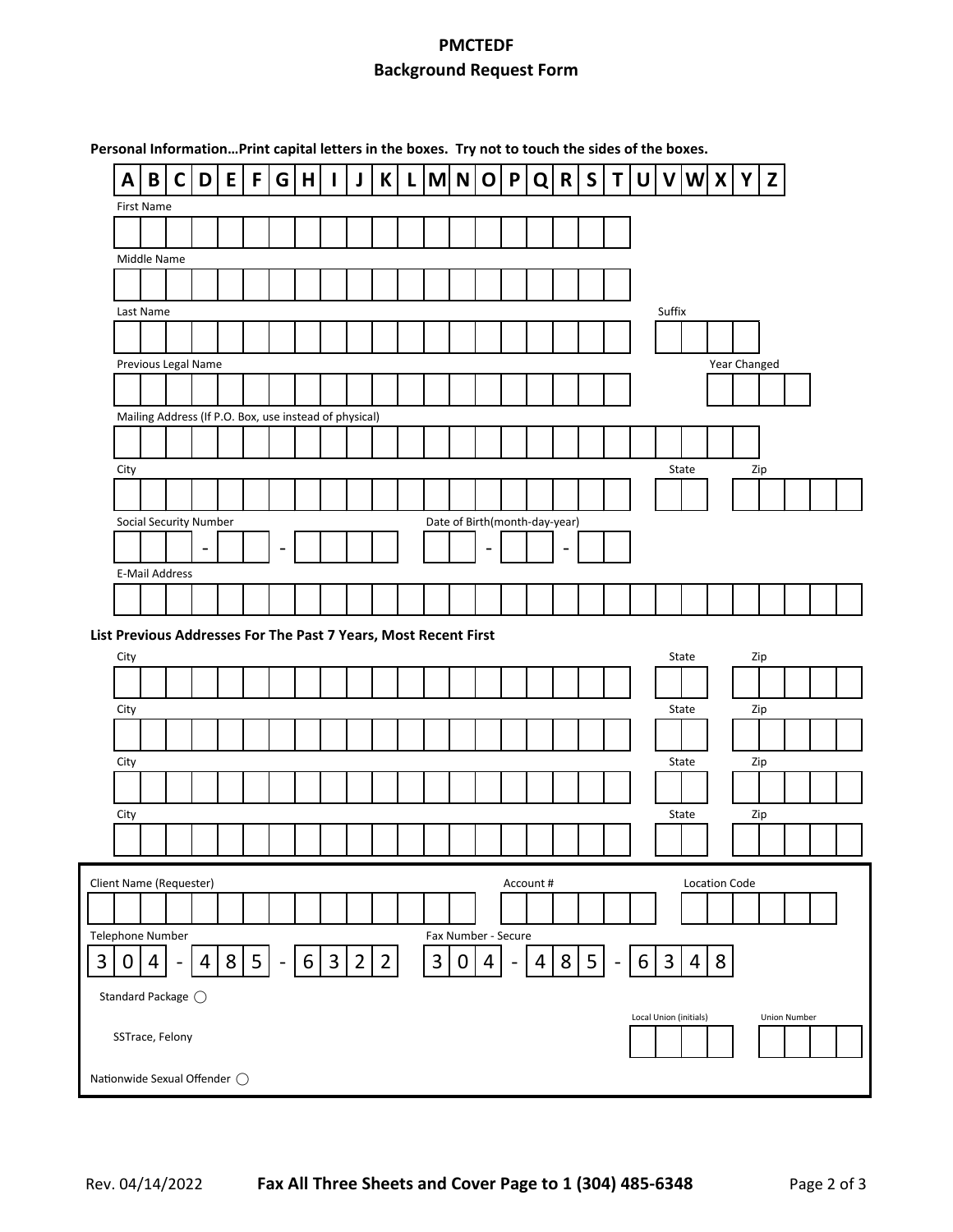# PMCTEDF

## Background Request Form

**Personal Information…Print capital letters in the boxes. Try not to touch the sides of the boxes.**

| A | B | C | D | E | F | G | H | I | J | K | L | M | N | O | P | Q | R | S | T | U | V | W | X | Y | Z |
|---|---|---|---|---|---|---|---|---|---|---|---|---|---|---|---|---|---|---|---|---|---|---|---|---|---|

First Name

Middle Name

Last Name — Suffix

Previous Legal Name — Year Changed

Mailing Address (If P.O. Box, use instead of physical)

City — State — Zip

Social Security Number: ___ - __ - ____

Date of Birth(month-day-year): __ - __ - __

E-Mail Address

**List Previous Addresses For The Past 7 Years, Most Recent First**

City — State — Zip

City — State — Zip

City — State — Zip

City — State — Zip

---

Client Name (Requester) — Account # — Location Code

Telephone Number: 304 - 485 - 6322

Fax Number - Secure: 304 - 485 - 6348

Standard Package ○

SSTrace, Felony

Local Union (initials) — Union Number

Nationwide Sexual Offender ○

Rev. 04/14/2022 **Fax All Three Sheets and Cover Page to 1 (304) 485-6348**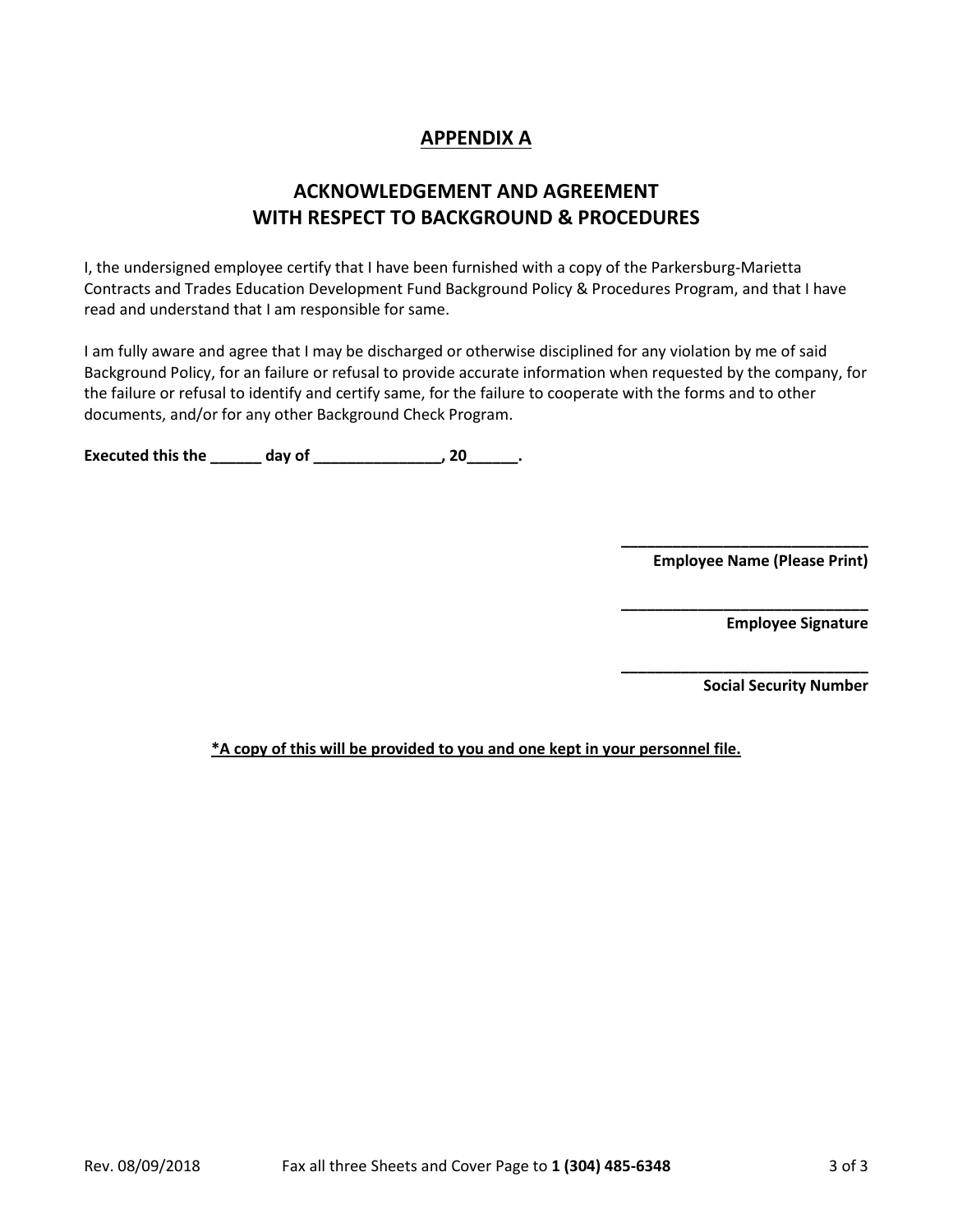# APPENDIX A

## ACKNOWLEDGEMENT AND AGREEMENT WITH RESPECT TO BACKGROUND & PROCEDURES

I, the undersigned employee certify that I have been furnished with a copy of the Parkersburg-Marietta Contracts and Trades Education Development Fund Background Policy & Procedures Program, and that I have read and understand that I am responsible for same.

I am fully aware and agree that I may be discharged or otherwise disciplined for any violation by me of said Background Policy, for an failure or refusal to provide accurate information when requested by the company, for the failure or refusal to identify and certify same, for the failure to cooperate with the forms and to other documents, and/or for any other Background Check Program.

**Executed this the ______ day of _______________, 20______.**

_____________________________
**Employee Name (Please Print)**

_____________________________
**Employee Signature**

_____________________________
**Social Security Number**

**\*A copy of this will be provided to you and one kept in your personnel file.**

Rev. 08/09/2018 Fax all three Sheets and Cover Page to **1 (304) 485-6348**